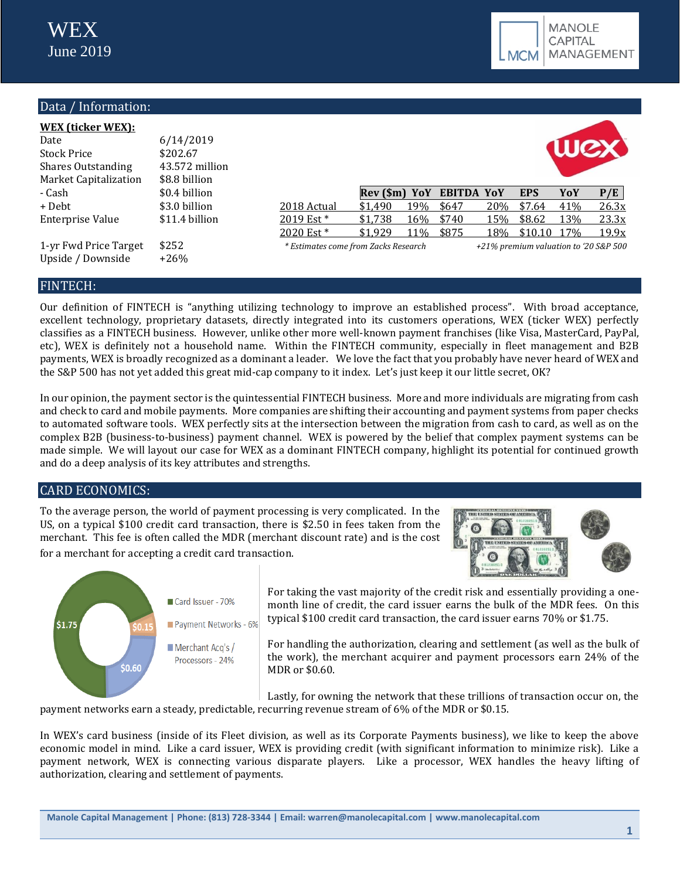# WEX
June 2019

MANOLE CAPITAL MANAGEMENT

## Data / Information:

**WEX (ticker WEX):**

| | |
|---|---|
| Date | 6/14/2019 |
| Stock Price | $202.67 |
| Shares Outstanding | 43.572 million |
| Market Capitalization | $8.8 billion |
| - Cash | $0.4 billion |
| + Debt | $3.0 billion |
| Enterprise Value | $11.4 billion |
| 1-yr Fwd Price Target | $252 |
| Upside / Downside | +26% |

| | Rev ($m) | YoY | EBITDA | YoY | EPS | YoY | P/E |
|---|---|---|---|---|---|---|---|
| 2018 Actual | $1,490 | 19% | $647 | 20% | $7.64 | 41% | 26.3x |
| 2019 Est * | $1,738 | 16% | $740 | 15% | $8.62 | 13% | 23.3x |
| 2020 Est * | $1,929 | 11% | $875 | 18% | $10.10 | 17% | 19.9x |

*\* Estimates come from Zacks Research*

*+21% premium valuation to '20 S&P 500*

## FINTECH:

Our definition of FINTECH is "anything utilizing technology to improve an established process". With broad acceptance, excellent technology, proprietary datasets, directly integrated into its customers operations, WEX (ticker WEX) perfectly classifies as a FINTECH business. However, unlike other more well-known payment franchises (like Visa, MasterCard, PayPal, etc), WEX is definitely not a household name. Within the FINTECH community, especially in fleet management and B2B payments, WEX is broadly recognized as a dominant a leader. We love the fact that you probably have never heard of WEX and the S&P 500 has not yet added this great mid-cap company to it index. Let's just keep it our little secret, OK?

In our opinion, the payment sector is the quintessential FINTECH business. More and more individuals are migrating from cash and check to card and mobile payments. More companies are shifting their accounting and payment systems from paper checks to automated software tools. WEX perfectly sits at the intersection between the migration from cash to card, as well as on the complex B2B (business-to-business) payment channel. WEX is powered by the belief that complex payment systems can be made simple. We will layout our case for WEX as a dominant FINTECH company, highlight its potential for continued growth and do a deep analysis of its key attributes and strengths.

## CARD ECONOMICS:

To the average person, the world of payment processing is very complicated. In the US, on a typical $100 credit card transaction, there is $2.50 in fees taken from the merchant. This fee is often called the MDR (merchant discount rate) and is the cost for a merchant for accepting a credit card transaction.

$1.75
$0.15
$0.60
Card Issuer - 70%
Payment Networks - 6%
Merchant Acq's / Processors - 24%

For taking the vast majority of the credit risk and essentially providing a one-month line of credit, the card issuer earns the bulk of the MDR fees. On this typical $100 credit card transaction, the card issuer earns 70% or $1.75.

For handling the authorization, clearing and settlement (as well as the bulk of the work), the merchant acquirer and payment processors earn 24% of the MDR or $0.60.

Lastly, for owning the network that these trillions of transaction occur on, the payment networks earn a steady, predictable, recurring revenue stream of 6% of the MDR or $0.15.

In WEX's card business (inside of its Fleet division, as well as its Corporate Payments business), we like to keep the above economic model in mind. Like a card issuer, WEX is providing credit (with significant information to minimize risk). Like a payment network, WEX is connecting various disparate players. Like a processor, WEX handles the heavy lifting of authorization, clearing and settlement of payments.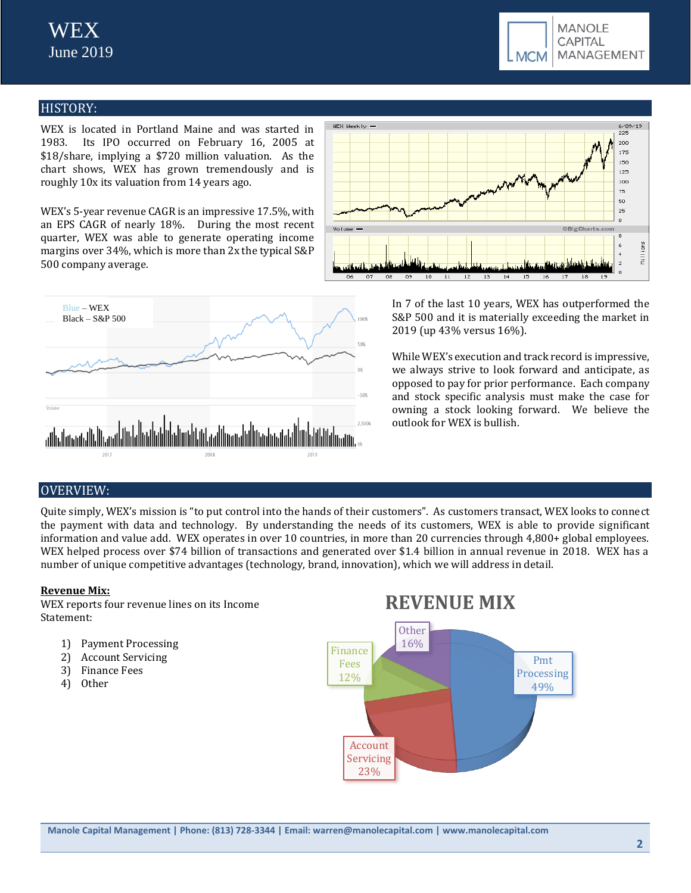# WEX
June 2019

## HISTORY:

WEX is located in Portland Maine and was started in 1983. Its IPO occurred on February 16, 2005 at $18/share, implying a $720 million valuation. As the chart shows, WEX has grown tremendously and is roughly 10x its valuation from 14 years ago.

WEX's 5-year revenue CAGR is an impressive 17.5%, with an EPS CAGR of nearly 18%. During the most recent quarter, WEX was able to generate operating income margins over 34%, which is more than 2x the typical S&P 500 company average.

WEX Weekly
6/09/19
225
200
175
150
125
100
75
50
25
0
Volume
©BigCharts.com
8
6
4
2
0
Millions
06 07 08 09 10 11 12 13 14 15 16 17 18 19

Blue – WEX
Black – S&P 500
100%
50%
0%
-50%
Volume
2,500k
0k
2017 2018 2019

In 7 of the last 10 years, WEX has outperformed the S&P 500 and it is materially exceeding the market in 2019 (up 43% versus 16%).

While WEX's execution and track record is impressive, we always strive to look forward and anticipate, as opposed to pay for prior performance. Each company and stock specific analysis must make the case for owning a stock looking forward. We believe the outlook for WEX is bullish.

## OVERVIEW:

Quite simply, WEX's mission is "to put control into the hands of their customers". As customers transact, WEX looks to connect the payment with data and technology. By understanding the needs of its customers, WEX is able to provide significant information and value add. WEX operates in over 10 countries, in more than 20 currencies through 4,800+ global employees. WEX helped process over $74 billion of transactions and generated over $1.4 billion in annual revenue in 2018. WEX has a number of unique competitive advantages (technology, brand, innovation), which we will address in detail.

**Revenue Mix:**

WEX reports four revenue lines on its Income Statement:

1) Payment Processing
2) Account Servicing
3) Finance Fees
4) Other

REVENUE MIX

Pmt Processing 49%
Account Servicing 23%
Finance Fees 12%
Other 16%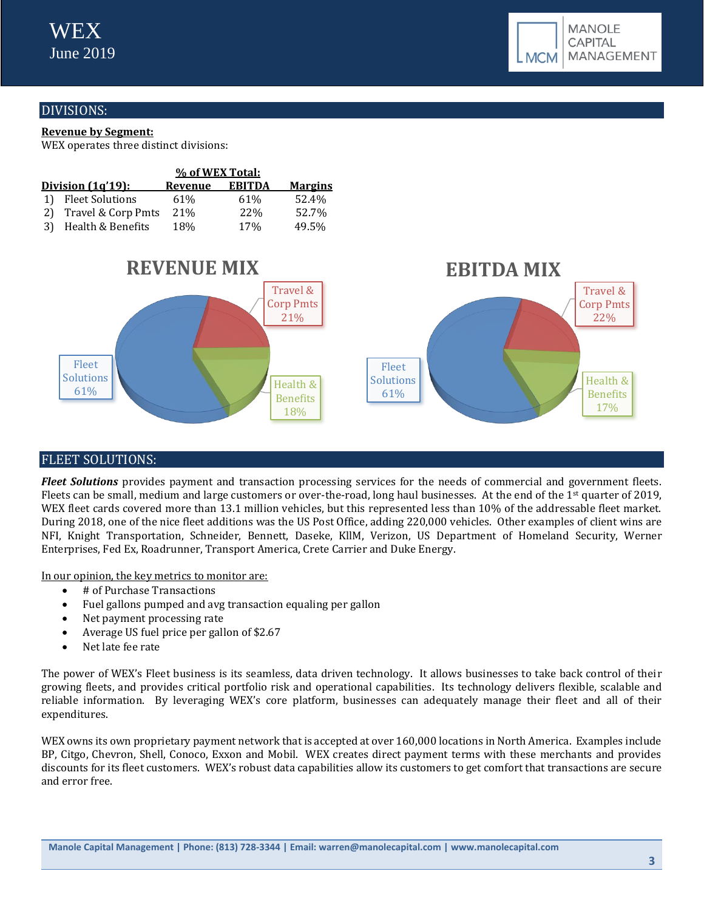## DIVISIONS:

**Revenue by Segment:**

WEX operates three distinct divisions:

| | % of WEX Total: | | |
|---|---|---|---|
| **Division (1q'19):** | **Revenue** | **EBITDA** | **Margins** |
| 1) Fleet Solutions | 61% | 61% | 52.4% |
| 2) Travel & Corp Pmts | 21% | 22% | 52.7% |
| 3) Health & Benefits | 18% | 17% | 49.5% |

REVENUE MIX

Travel & Corp Pmts 21%

Fleet Solutions 61%

Health & Benefits 18%

EBITDA MIX

Travel & Corp Pmts 22%

Fleet Solutions 61%

Health & Benefits 17%

## FLEET SOLUTIONS:

***Fleet Solutions*** provides payment and transaction processing services for the needs of commercial and government fleets. Fleets can be small, medium and large customers or over-the-road, long haul businesses. At the end of the 1st quarter of 2019, WEX fleet cards covered more than 13.1 million vehicles, but this represented less than 10% of the addressable fleet market. During 2018, one of the nice fleet additions was the US Post Office, adding 220,000 vehicles. Other examples of client wins are NFI, Knight Transportation, Schneider, Bennett, Daseke, KllM, Verizon, US Department of Homeland Security, Werner Enterprises, Fed Ex, Roadrunner, Transport America, Crete Carrier and Duke Energy.

In our opinion, the key metrics to monitor are:

- # of Purchase Transactions
- Fuel gallons pumped and avg transaction equaling per gallon
- Net payment processing rate
- Average US fuel price per gallon of $2.67
- Net late fee rate

The power of WEX's Fleet business is its seamless, data driven technology. It allows businesses to take back control of their growing fleets, and provides critical portfolio risk and operational capabilities. Its technology delivers flexible, scalable and reliable information. By leveraging WEX's core platform, businesses can adequately manage their fleet and all of their expenditures.

WEX owns its own proprietary payment network that is accepted at over 160,000 locations in North America. Examples include BP, Citgo, Chevron, Shell, Conoco, Exxon and Mobil. WEX creates direct payment terms with these merchants and provides discounts for its fleet customers. WEX's robust data capabilities allow its customers to get comfort that transactions are secure and error free.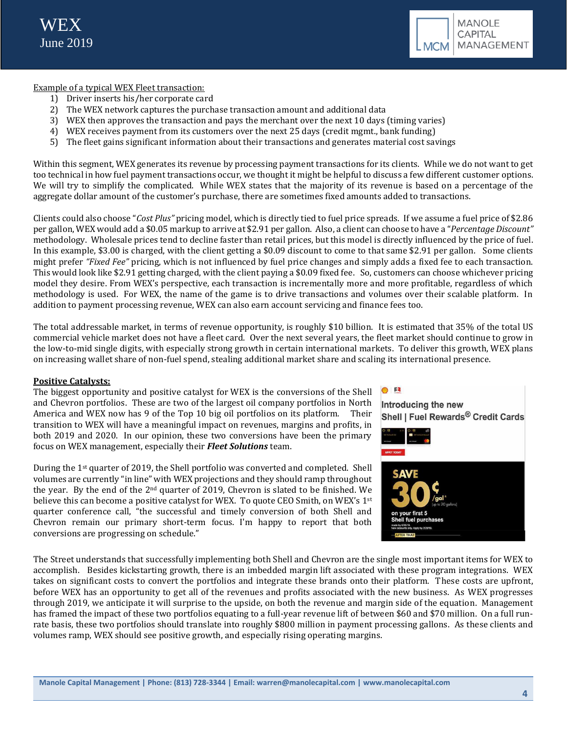Example of a typical WEX Fleet transaction:

1) Driver inserts his/her corporate card
2) The WEX network captures the purchase transaction amount and additional data
3) WEX then approves the transaction and pays the merchant over the next 10 days (timing varies)
4) WEX receives payment from its customers over the next 25 days (credit mgmt., bank funding)
5) The fleet gains significant information about their transactions and generates material cost savings

Within this segment, WEX generates its revenue by processing payment transactions for its clients. While we do not want to get too technical in how fuel payment transactions occur, we thought it might be helpful to discuss a few different customer options. We will try to simplify the complicated. While WEX states that the majority of its revenue is based on a percentage of the aggregate dollar amount of the customer's purchase, there are sometimes fixed amounts added to transactions.

Clients could also choose "*Cost Plus"* pricing model, which is directly tied to fuel price spreads. If we assume a fuel price of $2.86 per gallon, WEX would add a $0.05 markup to arrive at $2.91 per gallon. Also, a client can choose to have a "*Percentage Discount"* methodology. Wholesale prices tend to decline faster than retail prices, but this model is directly influenced by the price of fuel. In this example, $3.00 is charged, with the client getting a $0.09 discount to come to that same $2.91 per gallon. Some clients might prefer *"Fixed Fee"* pricing, which is not influenced by fuel price changes and simply adds a fixed fee to each transaction. This would look like $2.91 getting charged, with the client paying a $0.09 fixed fee. So, customers can choose whichever pricing model they desire. From WEX's perspective, each transaction is incrementally more and more profitable, regardless of which methodology is used. For WEX, the name of the game is to drive transactions and volumes over their scalable platform. In addition to payment processing revenue, WEX can also earn account servicing and finance fees too.

The total addressable market, in terms of revenue opportunity, is roughly $10 billion. It is estimated that 35% of the total US commercial vehicle market does not have a fleet card. Over the next several years, the fleet market should continue to grow in the low-to-mid single digits, with especially strong growth in certain international markets. To deliver this growth, WEX plans on increasing wallet share of non-fuel spend, stealing additional market share and scaling its international presence.

**Positive Catalysts:**

The biggest opportunity and positive catalyst for WEX is the conversions of the Shell and Chevron portfolios. These are two of the largest oil company portfolios in North America and WEX now has 9 of the Top 10 big oil portfolios on its platform. Their transition to WEX will have a meaningful impact on revenues, margins and profits, in both 2019 and 2020. In our opinion, these two conversions have been the primary focus on WEX management, especially their ***Fleet Solutions*** team.

During the 1st quarter of 2019, the Shell portfolio was converted and completed. Shell volumes are currently "in line" with WEX projections and they should ramp throughout the year. By the end of the 2nd quarter of 2019, Chevron is slated to be finished. We believe this can become a positive catalyst for WEX. To quote CEO Smith, on WEX's 1st quarter conference call, "the successful and timely conversion of both Shell and Chevron remain our primary short-term focus. I'm happy to report that both conversions are progressing on schedule."

Introducing the new Shell | Fuel Rewards® Credit Cards

APPLY TODAY

SAVE 30¢/gal* (up to 20 gallons) on your first 5 Shell fuel purchases

AFTER THAT

The Street understands that successfully implementing both Shell and Chevron are the single most important items for WEX to accomplish. Besides kickstarting growth, there is an imbedded margin lift associated with these program integrations. WEX takes on significant costs to convert the portfolios and integrate these brands onto their platform. These costs are upfront, before WEX has an opportunity to get all of the revenues and profits associated with the new business. As WEX progresses through 2019, we anticipate it will surprise to the upside, on both the revenue and margin side of the equation. Management has framed the impact of these two portfolios equating to a full-year revenue lift of between $60 and $70 million. On a full run-rate basis, these two portfolios should translate into roughly $800 million in payment processing gallons. As these clients and volumes ramp, WEX should see positive growth, and especially rising operating margins.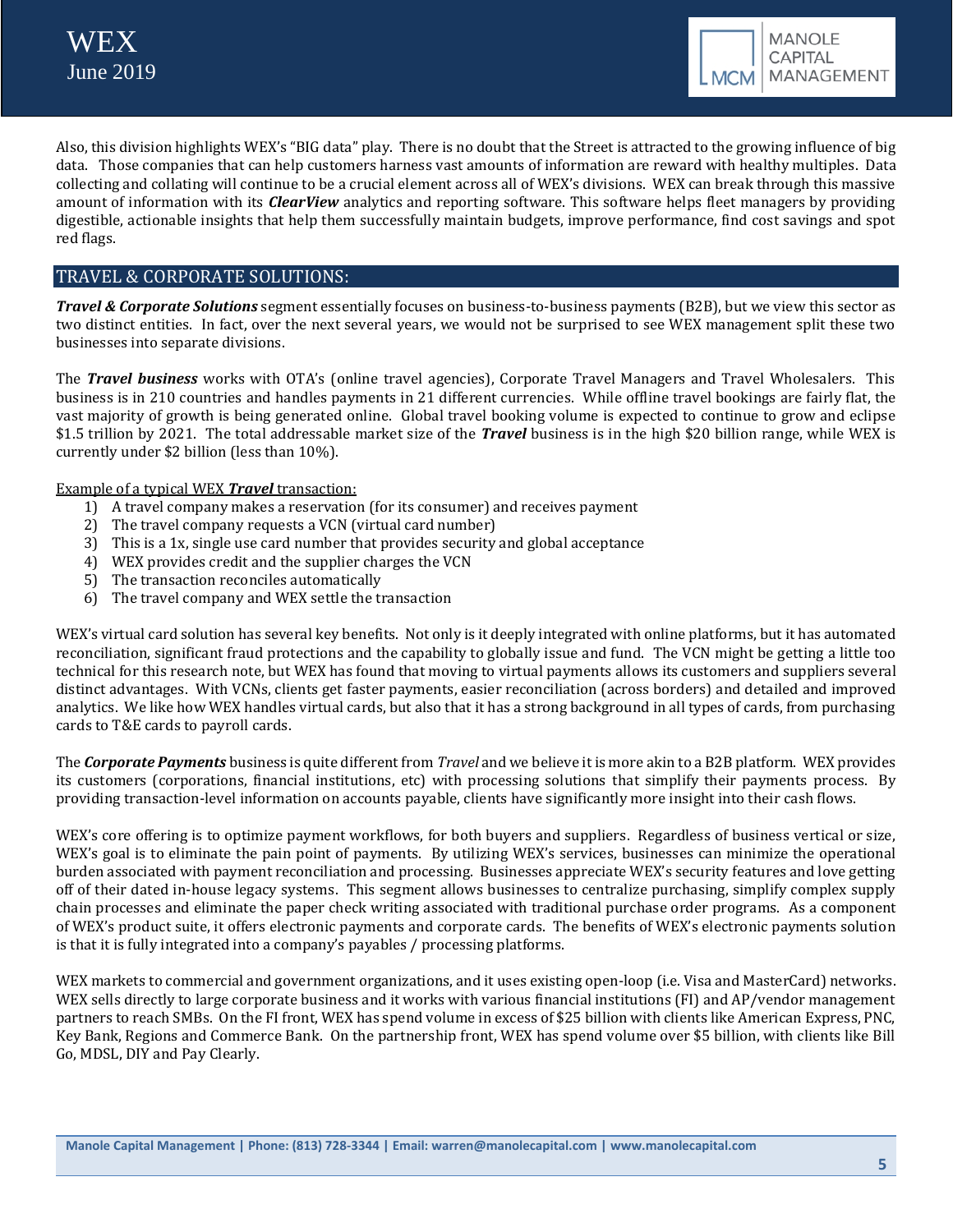Also, this division highlights WEX's "BIG data" play. There is no doubt that the Street is attracted to the growing influence of big data. Those companies that can help customers harness vast amounts of information are reward with healthy multiples. Data collecting and collating will continue to be a crucial element across all of WEX's divisions. WEX can break through this massive amount of information with its ***ClearView*** analytics and reporting software. This software helps fleet managers by providing digestible, actionable insights that help them successfully maintain budgets, improve performance, find cost savings and spot red flags.

## TRAVEL & CORPORATE SOLUTIONS:

***Travel & Corporate Solutions*** segment essentially focuses on business-to-business payments (B2B), but we view this sector as two distinct entities. In fact, over the next several years, we would not be surprised to see WEX management split these two businesses into separate divisions.

The ***Travel business*** works with OTA's (online travel agencies), Corporate Travel Managers and Travel Wholesalers. This business is in 210 countries and handles payments in 21 different currencies. While offline travel bookings are fairly flat, the vast majority of growth is being generated online. Global travel booking volume is expected to continue to grow and eclipse $1.5 trillion by 2021. The total addressable market size of the ***Travel*** business is in the high $20 billion range, while WEX is currently under $2 billion (less than 10%).

<u>Example of a typical WEX ***Travel*** transaction:</u>

1) A travel company makes a reservation (for its consumer) and receives payment
2) The travel company requests a VCN (virtual card number)
3) This is a 1x, single use card number that provides security and global acceptance
4) WEX provides credit and the supplier charges the VCN
5) The transaction reconciles automatically
6) The travel company and WEX settle the transaction

WEX's virtual card solution has several key benefits. Not only is it deeply integrated with online platforms, but it has automated reconciliation, significant fraud protections and the capability to globally issue and fund. The VCN might be getting a little too technical for this research note, but WEX has found that moving to virtual payments allows its customers and suppliers several distinct advantages. With VCNs, clients get faster payments, easier reconciliation (across borders) and detailed and improved analytics. We like how WEX handles virtual cards, but also that it has a strong background in all types of cards, from purchasing cards to T&E cards to payroll cards.

The ***Corporate Payments*** business is quite different from *Travel* and we believe it is more akin to a B2B platform. WEX provides its customers (corporations, financial institutions, etc) with processing solutions that simplify their payments process. By providing transaction-level information on accounts payable, clients have significantly more insight into their cash flows.

WEX's core offering is to optimize payment workflows, for both buyers and suppliers. Regardless of business vertical or size, WEX's goal is to eliminate the pain point of payments. By utilizing WEX's services, businesses can minimize the operational burden associated with payment reconciliation and processing. Businesses appreciate WEX's security features and love getting off of their dated in-house legacy systems. This segment allows businesses to centralize purchasing, simplify complex supply chain processes and eliminate the paper check writing associated with traditional purchase order programs. As a component of WEX's product suite, it offers electronic payments and corporate cards. The benefits of WEX's electronic payments solution is that it is fully integrated into a company's payables / processing platforms.

WEX markets to commercial and government organizations, and it uses existing open-loop (i.e. Visa and MasterCard) networks. WEX sells directly to large corporate business and it works with various financial institutions (FI) and AP/vendor management partners to reach SMBs. On the FI front, WEX has spend volume in excess of $25 billion with clients like American Express, PNC, Key Bank, Regions and Commerce Bank. On the partnership front, WEX has spend volume over $5 billion, with clients like Bill Go, MDSL, DIY and Pay Clearly.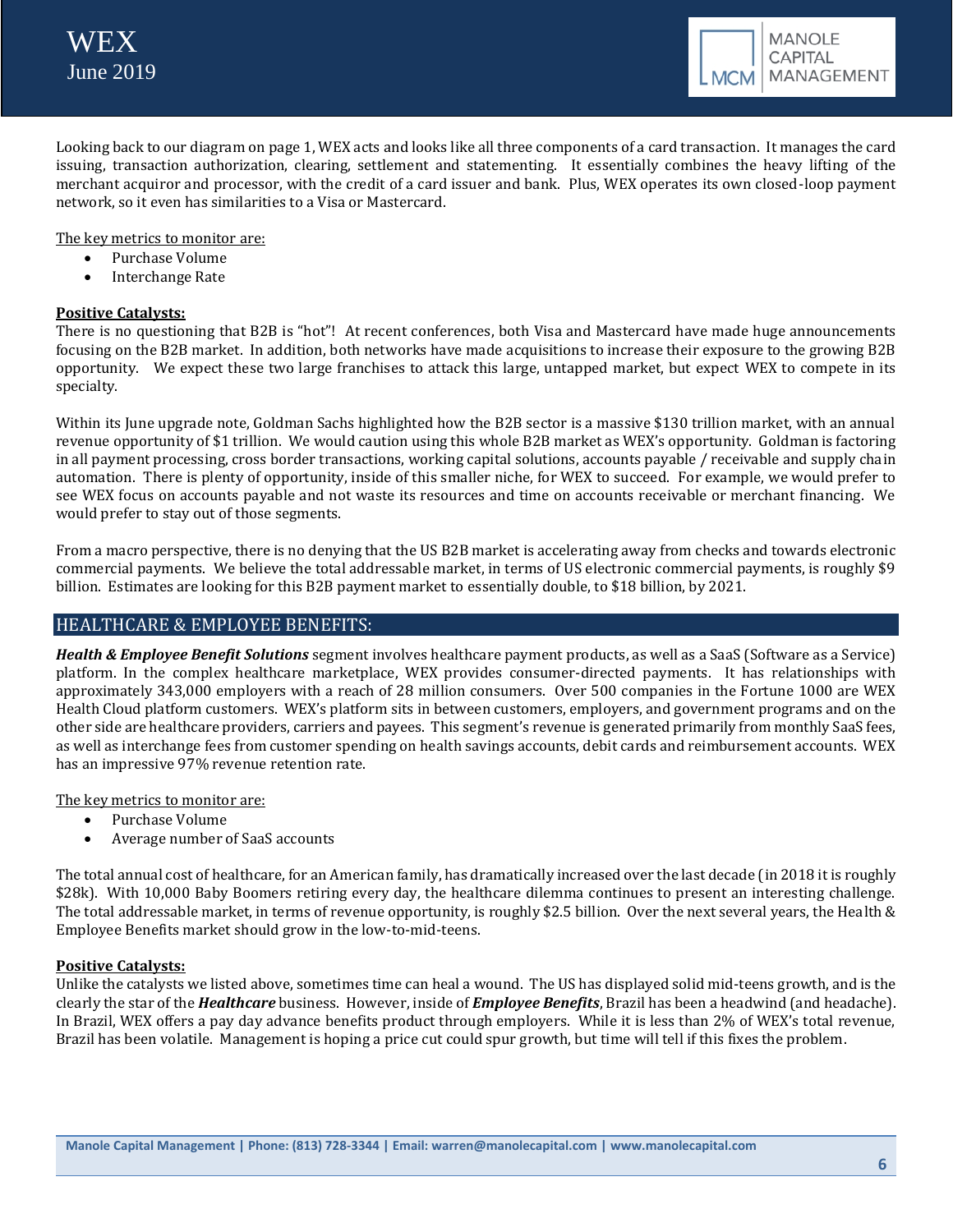Looking back to our diagram on page 1, WEX acts and looks like all three components of a card transaction. It manages the card issuing, transaction authorization, clearing, settlement and statementing. It essentially combines the heavy lifting of the merchant acquiror and processor, with the credit of a card issuer and bank. Plus, WEX operates its own closed-loop payment network, so it even has similarities to a Visa or Mastercard.

<u>The key metrics to monitor are:</u>

- Purchase Volume
- Interchange Rate

**<u>Positive Catalysts:</u>**

There is no questioning that B2B is "hot"! At recent conferences, both Visa and Mastercard have made huge announcements focusing on the B2B market. In addition, both networks have made acquisitions to increase their exposure to the growing B2B opportunity. We expect these two large franchises to attack this large, untapped market, but expect WEX to compete in its specialty.

Within its June upgrade note, Goldman Sachs highlighted how the B2B sector is a massive $130 trillion market, with an annual revenue opportunity of $1 trillion. We would caution using this whole B2B market as WEX's opportunity. Goldman is factoring in all payment processing, cross border transactions, working capital solutions, accounts payable / receivable and supply chain automation. There is plenty of opportunity, inside of this smaller niche, for WEX to succeed. For example, we would prefer to see WEX focus on accounts payable and not waste its resources and time on accounts receivable or merchant financing. We would prefer to stay out of those segments.

From a macro perspective, there is no denying that the US B2B market is accelerating away from checks and towards electronic commercial payments. We believe the total addressable market, in terms of US electronic commercial payments, is roughly $9 billion. Estimates are looking for this B2B payment market to essentially double, to $18 billion, by 2021.

## HEALTHCARE & EMPLOYEE BENEFITS:

***Health & Employee Benefit Solutions*** segment involves healthcare payment products, as well as a SaaS (Software as a Service) platform. In the complex healthcare marketplace, WEX provides consumer-directed payments. It has relationships with approximately 343,000 employers with a reach of 28 million consumers. Over 500 companies in the Fortune 1000 are WEX Health Cloud platform customers. WEX's platform sits in between customers, employers, and government programs and on the other side are healthcare providers, carriers and payees. This segment's revenue is generated primarily from monthly SaaS fees, as well as interchange fees from customer spending on health savings accounts, debit cards and reimbursement accounts. WEX has an impressive 97% revenue retention rate.

<u>The key metrics to monitor are:</u>

- Purchase Volume
- Average number of SaaS accounts

The total annual cost of healthcare, for an American family, has dramatically increased over the last decade (in 2018 it is roughly $28k). With 10,000 Baby Boomers retiring every day, the healthcare dilemma continues to present an interesting challenge. The total addressable market, in terms of revenue opportunity, is roughly $2.5 billion. Over the next several years, the Health & Employee Benefits market should grow in the low-to-mid-teens.

**<u>Positive Catalysts:</u>**

Unlike the catalysts we listed above, sometimes time can heal a wound. The US has displayed solid mid-teens growth, and is the clearly the star of the ***Healthcare*** business. However, inside of ***Employee Benefits***, Brazil has been a headwind (and headache). In Brazil, WEX offers a pay day advance benefits product through employers. While it is less than 2% of WEX's total revenue, Brazil has been volatile. Management is hoping a price cut could spur growth, but time will tell if this fixes the problem.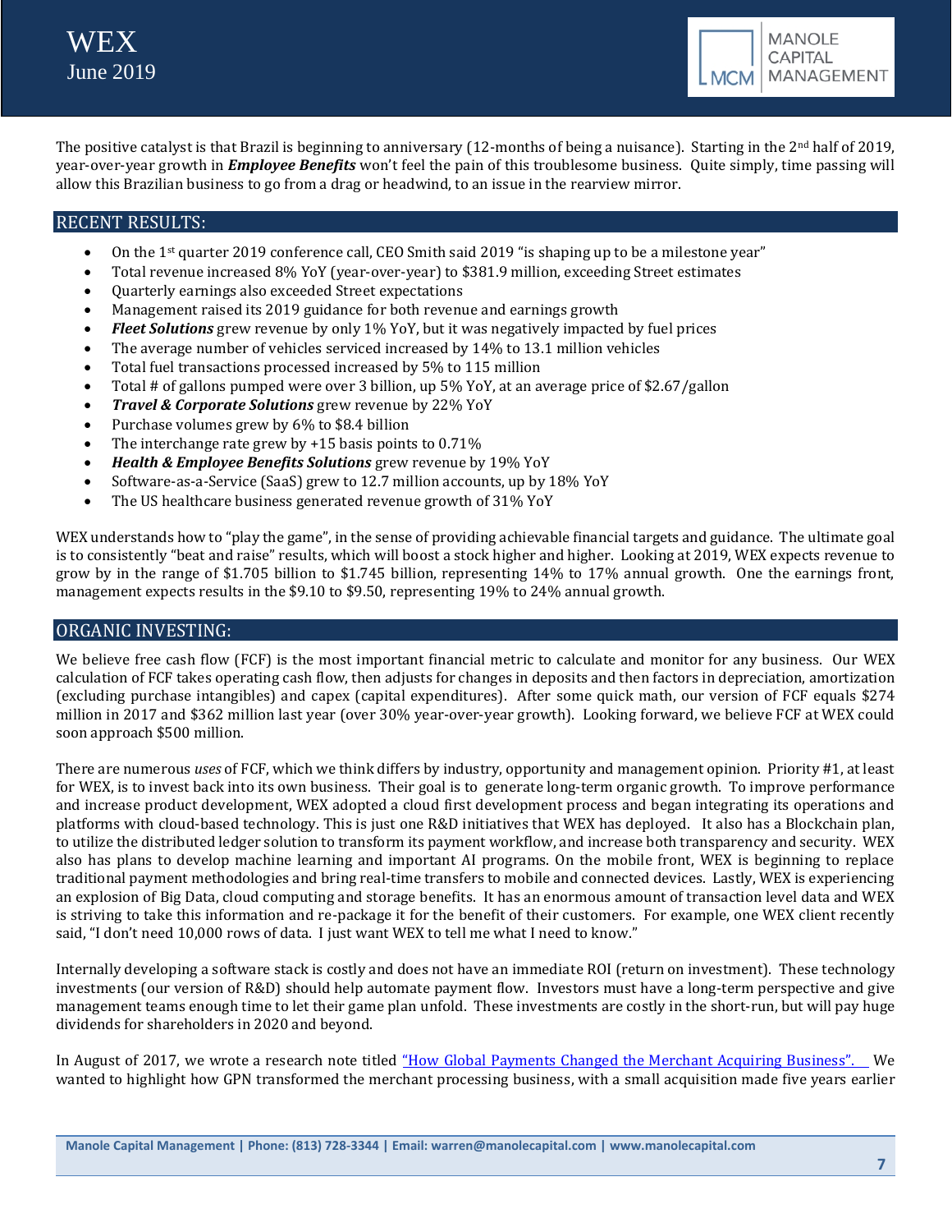The positive catalyst is that Brazil is beginning to anniversary (12-months of being a nuisance). Starting in the 2nd half of 2019, year-over-year growth in ***Employee Benefits*** won't feel the pain of this troublesome business. Quite simply, time passing will allow this Brazilian business to go from a drag or headwind, to an issue in the rearview mirror.

## RECENT RESULTS:

- On the 1st quarter 2019 conference call, CEO Smith said 2019 "is shaping up to be a milestone year"
- Total revenue increased 8% YoY (year-over-year) to $381.9 million, exceeding Street estimates
- Quarterly earnings also exceeded Street expectations
- Management raised its 2019 guidance for both revenue and earnings growth
- ***Fleet Solutions*** grew revenue by only 1% YoY, but it was negatively impacted by fuel prices
- The average number of vehicles serviced increased by 14% to 13.1 million vehicles
- Total fuel transactions processed increased by 5% to 115 million
- Total # of gallons pumped were over 3 billion, up 5% YoY, at an average price of $2.67/gallon
- ***Travel & Corporate Solutions*** grew revenue by 22% YoY
- Purchase volumes grew by 6% to $8.4 billion
- The interchange rate grew by +15 basis points to 0.71%
- ***Health & Employee Benefits Solutions*** grew revenue by 19% YoY
- Software-as-a-Service (SaaS) grew to 12.7 million accounts, up by 18% YoY
- The US healthcare business generated revenue growth of 31% YoY

WEX understands how to "play the game", in the sense of providing achievable financial targets and guidance. The ultimate goal is to consistently "beat and raise" results, which will boost a stock higher and higher. Looking at 2019, WEX expects revenue to grow by in the range of $1.705 billion to $1.745 billion, representing 14% to 17% annual growth. One the earnings front, management expects results in the $9.10 to $9.50, representing 19% to 24% annual growth.

## ORGANIC INVESTING:

We believe free cash flow (FCF) is the most important financial metric to calculate and monitor for any business. Our WEX calculation of FCF takes operating cash flow, then adjusts for changes in deposits and then factors in depreciation, amortization (excluding purchase intangibles) and capex (capital expenditures). After some quick math, our version of FCF equals $274 million in 2017 and $362 million last year (over 30% year-over-year growth). Looking forward, we believe FCF at WEX could soon approach $500 million.

There are numerous *uses* of FCF, which we think differs by industry, opportunity and management opinion. Priority #1, at least for WEX, is to invest back into its own business. Their goal is to generate long-term organic growth. To improve performance and increase product development, WEX adopted a cloud first development process and began integrating its operations and platforms with cloud-based technology. This is just one R&D initiatives that WEX has deployed. It also has a Blockchain plan, to utilize the distributed ledger solution to transform its payment workflow, and increase both transparency and security. WEX also has plans to develop machine learning and important AI programs. On the mobile front, WEX is beginning to replace traditional payment methodologies and bring real-time transfers to mobile and connected devices. Lastly, WEX is experiencing an explosion of Big Data, cloud computing and storage benefits. It has an enormous amount of transaction level data and WEX is striving to take this information and re-package it for the benefit of their customers. For example, one WEX client recently said, "I don't need 10,000 rows of data. I just want WEX to tell me what I need to know."

Internally developing a software stack is costly and does not have an immediate ROI (return on investment). These technology investments (our version of R&D) should help automate payment flow. Investors must have a long-term perspective and give management teams enough time to let their game plan unfold. These investments are costly in the short-run, but will pay huge dividends for shareholders in 2020 and beyond.

In August of 2017, we wrote a research note titled "How Global Payments Changed the Merchant Acquiring Business". We wanted to highlight how GPN transformed the merchant processing business, with a small acquisition made five years earlier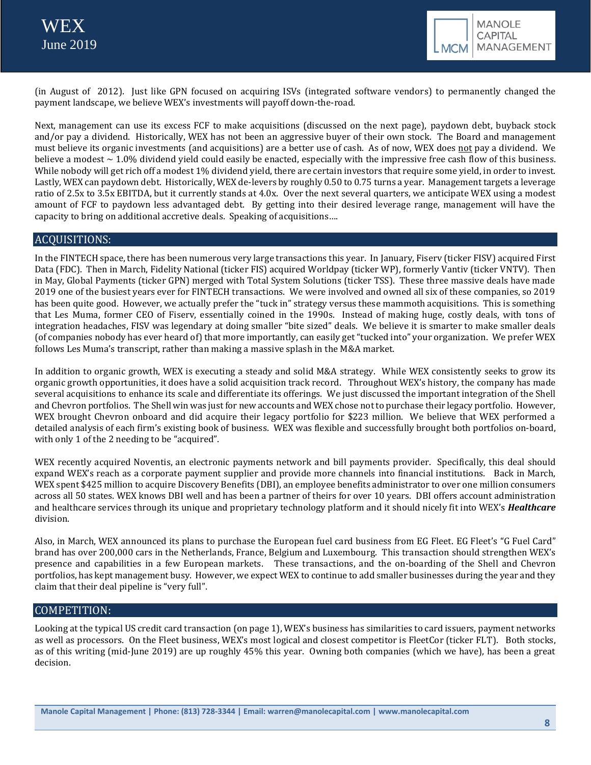(in August of 2012). Just like GPN focused on acquiring ISVs (integrated software vendors) to permanently changed the payment landscape, we believe WEX's investments will payoff down-the-road.

Next, management can use its excess FCF to make acquisitions (discussed on the next page), paydown debt, buyback stock and/or pay a dividend. Historically, WEX has not been an aggressive buyer of their own stock. The Board and management must believe its organic investments (and acquisitions) are a better use of cash. As of now, WEX does not pay a dividend. We believe a modest ~ 1.0% dividend yield could easily be enacted, especially with the impressive free cash flow of this business. While nobody will get rich off a modest 1% dividend yield, there are certain investors that require some yield, in order to invest. Lastly, WEX can paydown debt. Historically, WEX de-levers by roughly 0.50 to 0.75 turns a year. Management targets a leverage ratio of 2.5x to 3.5x EBITDA, but it currently stands at 4.0x. Over the next several quarters, we anticipate WEX using a modest amount of FCF to paydown less advantaged debt. By getting into their desired leverage range, management will have the capacity to bring on additional accretive deals. Speaking of acquisitions….

## ACQUISITIONS:

In the FINTECH space, there has been numerous very large transactions this year. In January, Fiserv (ticker FISV) acquired First Data (FDC). Then in March, Fidelity National (ticker FIS) acquired Worldpay (ticker WP), formerly Vantiv (ticker VNTV). Then in May, Global Payments (ticker GPN) merged with Total System Solutions (ticker TSS). These three massive deals have made 2019 one of the busiest years ever for FINTECH transactions. We were involved and owned all six of these companies, so 2019 has been quite good. However, we actually prefer the "tuck in" strategy versus these mammoth acquisitions. This is something that Les Muma, former CEO of Fiserv, essentially coined in the 1990s. Instead of making huge, costly deals, with tons of integration headaches, FISV was legendary at doing smaller "bite sized" deals. We believe it is smarter to make smaller deals (of companies nobody has ever heard of) that more importantly, can easily get "tucked into" your organization. We prefer WEX follows Les Muma's transcript, rather than making a massive splash in the M&A market.

In addition to organic growth, WEX is executing a steady and solid M&A strategy. While WEX consistently seeks to grow its organic growth opportunities, it does have a solid acquisition track record. Throughout WEX's history, the company has made several acquisitions to enhance its scale and differentiate its offerings. We just discussed the important integration of the Shell and Chevron portfolios. The Shell win was just for new accounts and WEX chose not to purchase their legacy portfolio. However, WEX brought Chevron onboard and did acquire their legacy portfolio for $223 million. We believe that WEX performed a detailed analysis of each firm's existing book of business. WEX was flexible and successfully brought both portfolios on-board, with only 1 of the 2 needing to be "acquired".

WEX recently acquired Noventis, an electronic payments network and bill payments provider. Specifically, this deal should expand WEX's reach as a corporate payment supplier and provide more channels into financial institutions. Back in March, WEX spent $425 million to acquire Discovery Benefits (DBI), an employee benefits administrator to over one million consumers across all 50 states. WEX knows DBI well and has been a partner of theirs for over 10 years. DBI offers account administration and healthcare services through its unique and proprietary technology platform and it should nicely fit into WEX's ***Healthcare*** division.

Also, in March, WEX announced its plans to purchase the European fuel card business from EG Fleet. EG Fleet's "G Fuel Card" brand has over 200,000 cars in the Netherlands, France, Belgium and Luxembourg. This transaction should strengthen WEX's presence and capabilities in a few European markets. These transactions, and the on-boarding of the Shell and Chevron portfolios, has kept management busy. However, we expect WEX to continue to add smaller businesses during the year and they claim that their deal pipeline is "very full".

## COMPETITION:

Looking at the typical US credit card transaction (on page 1), WEX's business has similarities to card issuers, payment networks as well as processors. On the Fleet business, WEX's most logical and closest competitor is FleetCor (ticker FLT). Both stocks, as of this writing (mid-June 2019) are up roughly 45% this year. Owning both companies (which we have), has been a great decision.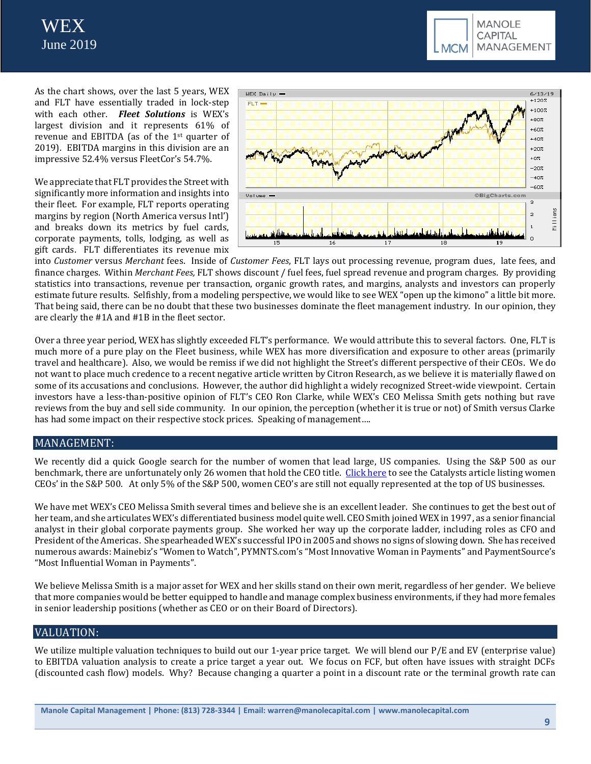As the chart shows, over the last 5 years, WEX and FLT have essentially traded in lock-step with each other. ***Fleet Solutions*** is WEX's largest division and it represents 61% of revenue and EBITDA (as of the 1st quarter of 2019). EBITDA margins in this division are an impressive 52.4% versus FleetCor's 54.7%.

WEX Daily
FLT
6/13/19
+120%
+100%
+80%
+60%
+40%
+20%
+0%
-20%
-40%
-60%
Volume
©BigCharts.com
3
2
1
0
Millions
15
16
17
18
19

We appreciate that FLT provides the Street with significantly more information and insights into their fleet. For example, FLT reports operating margins by region (North America versus Int'l) and breaks down its metrics by fuel cards, corporate payments, tolls, lodging, as well as gift cards. FLT differentiates its revenue mix into *Customer* versus *Merchant* fees. Inside of *Customer Fees*, FLT lays out processing revenue, program dues, late fees, and finance charges. Within *Merchant Fees,* FLT shows discount / fuel fees, fuel spread revenue and program charges. By providing statistics into transactions, revenue per transaction, organic growth rates, and margins, analysts and investors can properly estimate future results. Selfishly, from a modeling perspective, we would like to see WEX "open up the kimono" a little bit more. That being said, there can be no doubt that these two businesses dominate the fleet management industry. In our opinion, they are clearly the #1A and #1B in the fleet sector.

Over a three year period, WEX has slightly exceeded FLT's performance. We would attribute this to several factors. One, FLT is much more of a pure play on the Fleet business, while WEX has more diversification and exposure to other areas (primarily travel and healthcare). Also, we would be remiss if we did not highlight the Street's different perspective of their CEOs. We do not want to place much credence to a recent negative article written by Citron Research, as we believe it is materially flawed on some of its accusations and conclusions. However, the author did highlight a widely recognized Street-wide viewpoint. Certain investors have a less-than-positive opinion of FLT's CEO Ron Clarke, while WEX's CEO Melissa Smith gets nothing but rave reviews from the buy and sell side community. In our opinion, the perception (whether it is true or not) of Smith versus Clarke has had some impact on their respective stock prices. Speaking of management….

## MANAGEMENT:

We recently did a quick Google search for the number of women that lead large, US companies. Using the S&P 500 as our benchmark, there are unfortunately only 26 women that hold the CEO title. Click here to see the Catalysts article listing women CEOs' in the S&P 500. At only 5% of the S&P 500, women CEO's are still not equally represented at the top of US businesses.

We have met WEX's CEO Melissa Smith several times and believe she is an excellent leader. She continues to get the best out of her team, and she articulates WEX's differentiated business model quite well. CEO Smith joined WEX in 1997, as a senior financial analyst in their global corporate payments group. She worked her way up the corporate ladder, including roles as CFO and President of the Americas. She spearheaded WEX's successful IPO in 2005 and shows no signs of slowing down. She has received numerous awards: Mainebiz's "Women to Watch", PYMNTS.com's "Most Innovative Woman in Payments" and PaymentSource's "Most Influential Woman in Payments".

We believe Melissa Smith is a major asset for WEX and her skills stand on their own merit, regardless of her gender. We believe that more companies would be better equipped to handle and manage complex business environments, if they had more females in senior leadership positions (whether as CEO or on their Board of Directors).

## VALUATION:

We utilize multiple valuation techniques to build out our 1-year price target. We will blend our P/E and EV (enterprise value) to EBITDA valuation analysis to create a price target a year out. We focus on FCF, but often have issues with straight DCFs (discounted cash flow) models. Why? Because changing a quarter a point in a discount rate or the terminal growth rate can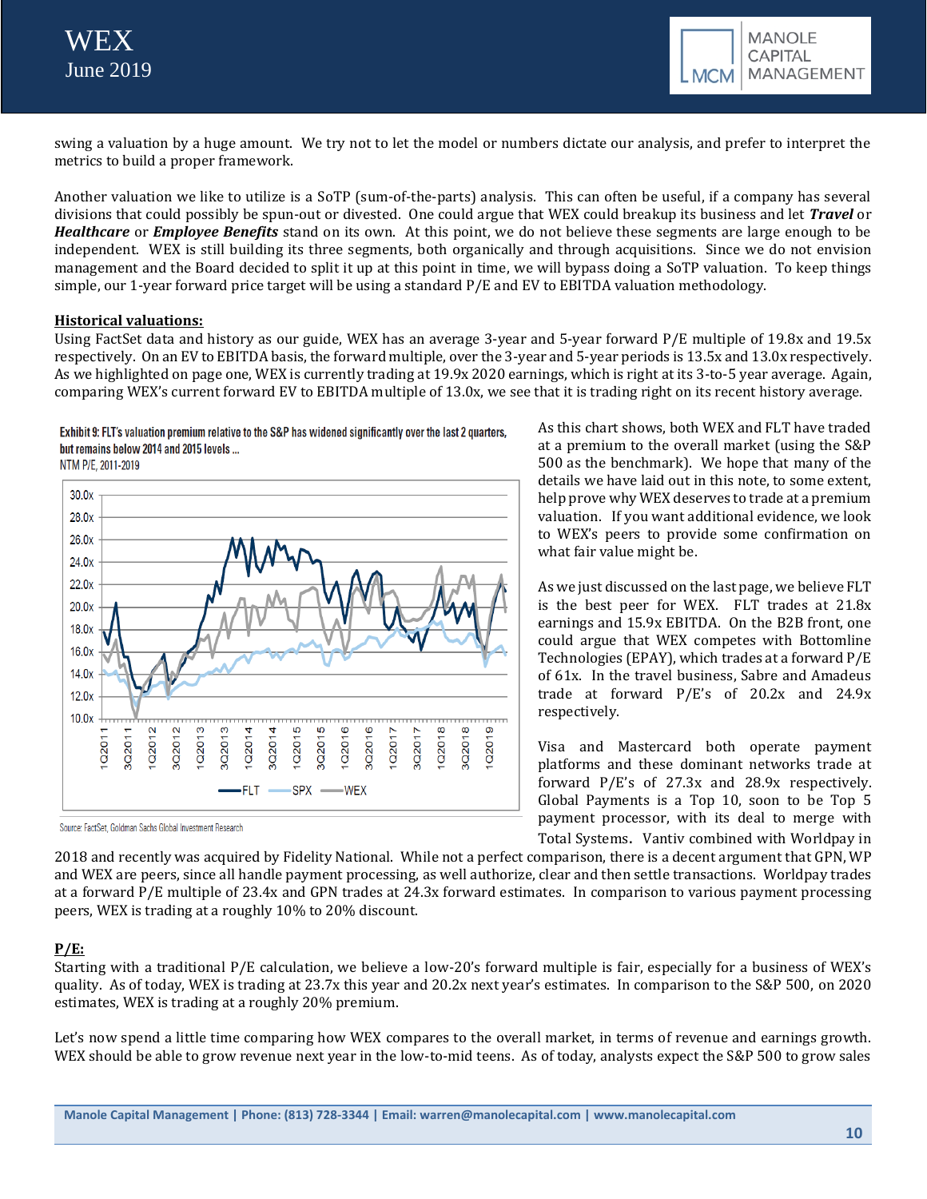swing a valuation by a huge amount. We try not to let the model or numbers dictate our analysis, and prefer to interpret the metrics to build a proper framework.

Another valuation we like to utilize is a SoTP (sum-of-the-parts) analysis. This can often be useful, if a company has several divisions that could possibly be spun-out or divested. One could argue that WEX could breakup its business and let ***Travel*** or ***Healthcare*** or ***Employee Benefits*** stand on its own. At this point, we do not believe these segments are large enough to be independent. WEX is still building its three segments, both organically and through acquisitions. Since we do not envision management and the Board decided to split it up at this point in time, we will bypass doing a SoTP valuation. To keep things simple, our 1-year forward price target will be using a standard P/E and EV to EBITDA valuation methodology.

**Historical valuations:**

Using FactSet data and history as our guide, WEX has an average 3-year and 5-year forward P/E multiple of 19.8x and 19.5x respectively. On an EV to EBITDA basis, the forward multiple, over the 3-year and 5-year periods is 13.5x and 13.0x respectively. As we highlighted on page one, WEX is currently trading at 19.9x 2020 earnings, which is right at its 3-to-5 year average. Again, comparing WEX's current forward EV to EBITDA multiple of 13.0x, we see that it is trading right on its recent history average.

**Exhibit 9: FLT's valuation premium relative to the S&P has widened significantly over the last 2 quarters, but remains below 2014 and 2015 levels ...**

NTM P/E, 2011-2019

30.0x
28.0x
26.0x
24.0x
22.0x
20.0x
18.0x
16.0x
14.0x
12.0x
10.0x

1Q2011 3Q2011 1Q2012 3Q2012 1Q2013 3Q2013 1Q2014 3Q2014 1Q2015 3Q2015 1Q2016 3Q2016 1Q2017 3Q2017 1Q2018 3Q2018 1Q2019

FLT SPX WEX

Source: FactSet, Goldman Sachs Global Investment Research

As this chart shows, both WEX and FLT have traded at a premium to the overall market (using the S&P 500 as the benchmark). We hope that many of the details we have laid out in this note, to some extent, help prove why WEX deserves to trade at a premium valuation. If you want additional evidence, we look to WEX's peers to provide some confirmation on what fair value might be.

As we just discussed on the last page, we believe FLT is the best peer for WEX. FLT trades at 21.8x earnings and 15.9x EBITDA. On the B2B front, one could argue that WEX competes with Bottomline Technologies (EPAY), which trades at a forward P/E of 61x. In the travel business, Sabre and Amadeus trade at forward P/E's of 20.2x and 24.9x respectively.

Visa and Mastercard both operate payment platforms and these dominant networks trade at forward P/E's of 27.3x and 28.9x respectively. Global Payments is a Top 10, soon to be Top 5 payment processor, with its deal to merge with Total Systems. Vantiv combined with Worldpay in 2018 and recently was acquired by Fidelity National. While not a perfect comparison, there is a decent argument that GPN, WP and WEX are peers, since all handle payment processing, as well authorize, clear and then settle transactions. Worldpay trades at a forward P/E multiple of 23.4x and GPN trades at 24.3x forward estimates. In comparison to various payment processing peers, WEX is trading at a roughly 10% to 20% discount.

**P/E:**

Starting with a traditional P/E calculation, we believe a low-20's forward multiple is fair, especially for a business of WEX's quality. As of today, WEX is trading at 23.7x this year and 20.2x next year's estimates. In comparison to the S&P 500, on 2020 estimates, WEX is trading at a roughly 20% premium.

Let's now spend a little time comparing how WEX compares to the overall market, in terms of revenue and earnings growth. WEX should be able to grow revenue next year in the low-to-mid teens. As of today, analysts expect the S&P 500 to grow sales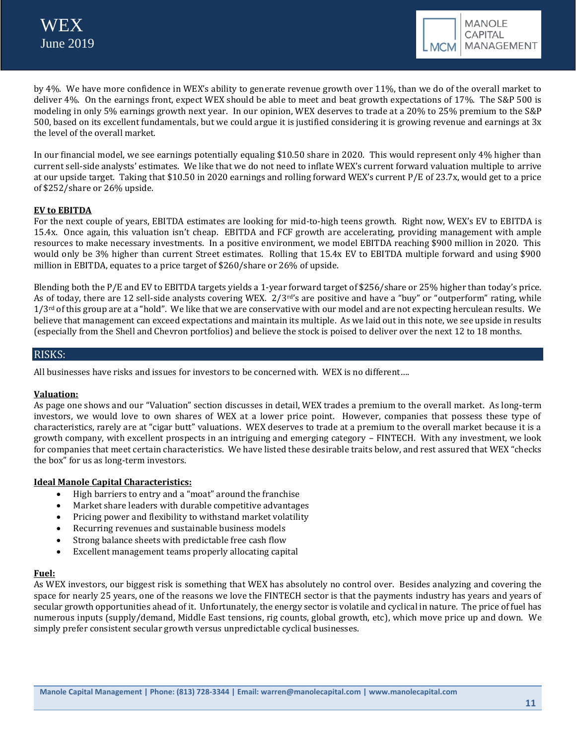by 4%. We have more confidence in WEX's ability to generate revenue growth over 11%, than we do of the overall market to deliver 4%. On the earnings front, expect WEX should be able to meet and beat growth expectations of 17%. The S&P 500 is modeling in only 5% earnings growth next year. In our opinion, WEX deserves to trade at a 20% to 25% premium to the S&P 500, based on its excellent fundamentals, but we could argue it is justified considering it is growing revenue and earnings at 3x the level of the overall market.

In our financial model, we see earnings potentially equaling $10.50 share in 2020. This would represent only 4% higher than current sell-side analysts' estimates. We like that we do not need to inflate WEX's current forward valuation multiple to arrive at our upside target. Taking that $10.50 in 2020 earnings and rolling forward WEX's current P/E of 23.7x, would get to a price of $252/share or 26% upside.

**EV to EBITDA**

For the next couple of years, EBITDA estimates are looking for mid-to-high teens growth. Right now, WEX's EV to EBITDA is 15.4x. Once again, this valuation isn't cheap. EBITDA and FCF growth are accelerating, providing management with ample resources to make necessary investments. In a positive environment, we model EBITDA reaching $900 million in 2020. This would only be 3% higher than current Street estimates. Rolling that 15.4x EV to EBITDA multiple forward and using $900 million in EBITDA, equates to a price target of $260/share or 26% of upside.

Blending both the P/E and EV to EBITDA targets yields a 1-year forward target of $256/share or 25% higher than today's price. As of today, there are 12 sell-side analysts covering WEX. 2/3rd's are positive and have a "buy" or "outperform" rating, while 1/3rd of this group are at a "hold". We like that we are conservative with our model and are not expecting herculean results. We believe that management can exceed expectations and maintain its multiple. As we laid out in this note, we see upside in results (especially from the Shell and Chevron portfolios) and believe the stock is poised to deliver over the next 12 to 18 months.

## RISKS:

All businesses have risks and issues for investors to be concerned with. WEX is no different….

**Valuation:**

As page one shows and our "Valuation" section discusses in detail, WEX trades a premium to the overall market. As long-term investors, we would love to own shares of WEX at a lower price point. However, companies that possess these type of characteristics, rarely are at "cigar butt" valuations. WEX deserves to trade at a premium to the overall market because it is a growth company, with excellent prospects in an intriguing and emerging category – FINTECH. With any investment, we look for companies that meet certain characteristics. We have listed these desirable traits below, and rest assured that WEX "checks the box" for us as long-term investors.

**Ideal Manole Capital Characteristics:**

- High barriers to entry and a "moat" around the franchise
- Market share leaders with durable competitive advantages
- Pricing power and flexibility to withstand market volatility
- Recurring revenues and sustainable business models
- Strong balance sheets with predictable free cash flow
- Excellent management teams properly allocating capital

**Fuel:**

As WEX investors, our biggest risk is something that WEX has absolutely no control over. Besides analyzing and covering the space for nearly 25 years, one of the reasons we love the FINTECH sector is that the payments industry has years and years of secular growth opportunities ahead of it. Unfortunately, the energy sector is volatile and cyclical in nature. The price of fuel has numerous inputs (supply/demand, Middle East tensions, rig counts, global growth, etc), which move price up and down. We simply prefer consistent secular growth versus unpredictable cyclical businesses.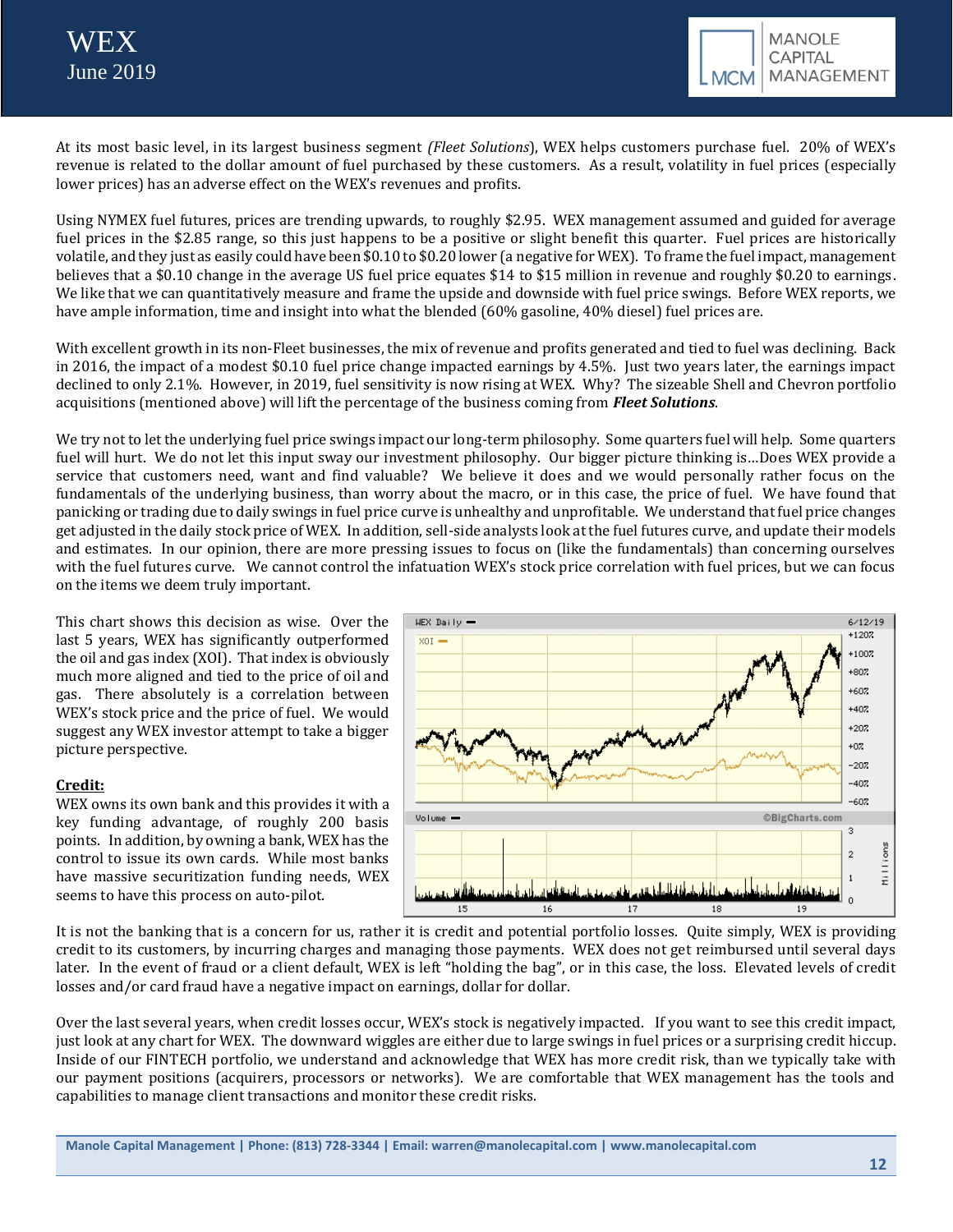At its most basic level, in its largest business segment *(Fleet Solutions*), WEX helps customers purchase fuel. 20% of WEX's revenue is related to the dollar amount of fuel purchased by these customers. As a result, volatility in fuel prices (especially lower prices) has an adverse effect on the WEX's revenues and profits.

Using NYMEX fuel futures, prices are trending upwards, to roughly $2.95. WEX management assumed and guided for average fuel prices in the $2.85 range, so this just happens to be a positive or slight benefit this quarter. Fuel prices are historically volatile, and they just as easily could have been $0.10 to $0.20 lower (a negative for WEX). To frame the fuel impact, management believes that a $0.10 change in the average US fuel price equates $14 to $15 million in revenue and roughly $0.20 to earnings. We like that we can quantitatively measure and frame the upside and downside with fuel price swings. Before WEX reports, we have ample information, time and insight into what the blended (60% gasoline, 40% diesel) fuel prices are.

With excellent growth in its non-Fleet businesses, the mix of revenue and profits generated and tied to fuel was declining. Back in 2016, the impact of a modest $0.10 fuel price change impacted earnings by 4.5%. Just two years later, the earnings impact declined to only 2.1%. However, in 2019, fuel sensitivity is now rising at WEX. Why? The sizeable Shell and Chevron portfolio acquisitions (mentioned above) will lift the percentage of the business coming from ***Fleet Solutions***.

We try not to let the underlying fuel price swings impact our long-term philosophy. Some quarters fuel will help. Some quarters fuel will hurt. We do not let this input sway our investment philosophy. Our bigger picture thinking is…Does WEX provide a service that customers need, want and find valuable? We believe it does and we would personally rather focus on the fundamentals of the underlying business, than worry about the macro, or in this case, the price of fuel. We have found that panicking or trading due to daily swings in fuel price curve is unhealthy and unprofitable. We understand that fuel price changes get adjusted in the daily stock price of WEX. In addition, sell-side analysts look at the fuel futures curve, and update their models and estimates. In our opinion, there are more pressing issues to focus on (like the fundamentals) than concerning ourselves with the fuel futures curve. We cannot control the infatuation WEX's stock price correlation with fuel prices, but we can focus on the items we deem truly important.

This chart shows this decision as wise. Over the last 5 years, WEX has significantly outperformed the oil and gas index (XOI). That index is obviously much more aligned and tied to the price of oil and gas. There absolutely is a correlation between WEX's stock price and the price of fuel. We would suggest any WEX investor attempt to take a bigger picture perspective.

WEX Daily
XOI
6/12/19
+120%
+100%
+80%
+60%
+40%
+20%
+0%
-20%
-40%
-60%
Volume
©BigCharts.com
3
2
1
0
Millions
15
16
17
18
19

## Credit:

WEX owns its own bank and this provides it with a key funding advantage, of roughly 200 basis points. In addition, by owning a bank, WEX has the control to issue its own cards. While most banks have massive securitization funding needs, WEX seems to have this process on auto-pilot.

It is not the banking that is a concern for us, rather it is credit and potential portfolio losses. Quite simply, WEX is providing credit to its customers, by incurring charges and managing those payments. WEX does not get reimbursed until several days later. In the event of fraud or a client default, WEX is left "holding the bag", or in this case, the loss. Elevated levels of credit losses and/or card fraud have a negative impact on earnings, dollar for dollar.

Over the last several years, when credit losses occur, WEX's stock is negatively impacted. If you want to see this credit impact, just look at any chart for WEX. The downward wiggles are either due to large swings in fuel prices or a surprising credit hiccup. Inside of our FINTECH portfolio, we understand and acknowledge that WEX has more credit risk, than we typically take with our payment positions (acquirers, processors or networks). We are comfortable that WEX management has the tools and capabilities to manage client transactions and monitor these credit risks.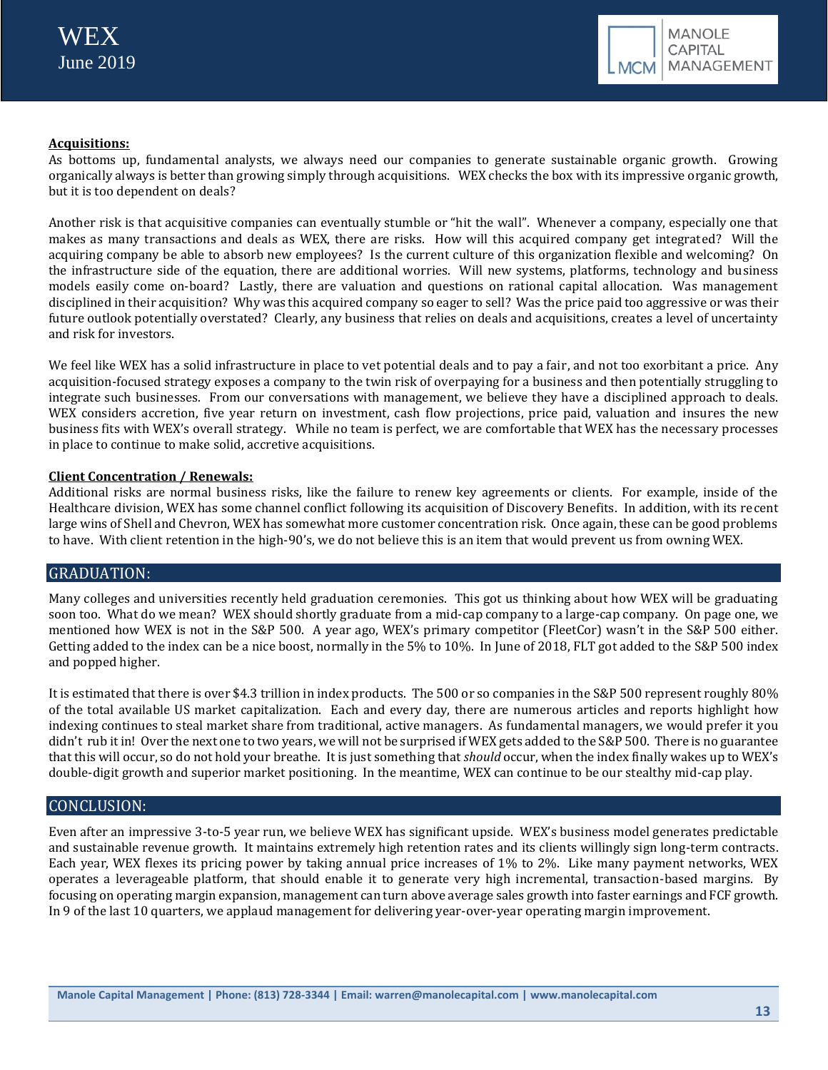**Acquisitions:**

As bottoms up, fundamental analysts, we always need our companies to generate sustainable organic growth. Growing organically always is better than growing simply through acquisitions. WEX checks the box with its impressive organic growth, but it is too dependent on deals?

Another risk is that acquisitive companies can eventually stumble or "hit the wall". Whenever a company, especially one that makes as many transactions and deals as WEX, there are risks. How will this acquired company get integrated? Will the acquiring company be able to absorb new employees? Is the current culture of this organization flexible and welcoming? On the infrastructure side of the equation, there are additional worries. Will new systems, platforms, technology and business models easily come on-board? Lastly, there are valuation and questions on rational capital allocation. Was management disciplined in their acquisition? Why was this acquired company so eager to sell? Was the price paid too aggressive or was their future outlook potentially overstated? Clearly, any business that relies on deals and acquisitions, creates a level of uncertainty and risk for investors.

We feel like WEX has a solid infrastructure in place to vet potential deals and to pay a fair, and not too exorbitant a price. Any acquisition-focused strategy exposes a company to the twin risk of overpaying for a business and then potentially struggling to integrate such businesses. From our conversations with management, we believe they have a disciplined approach to deals. WEX considers accretion, five year return on investment, cash flow projections, price paid, valuation and insures the new business fits with WEX's overall strategy. While no team is perfect, we are comfortable that WEX has the necessary processes in place to continue to make solid, accretive acquisitions.

**Client Concentration / Renewals:**

Additional risks are normal business risks, like the failure to renew key agreements or clients. For example, inside of the Healthcare division, WEX has some channel conflict following its acquisition of Discovery Benefits. In addition, with its recent large wins of Shell and Chevron, WEX has somewhat more customer concentration risk. Once again, these can be good problems to have. With client retention in the high-90's, we do not believe this is an item that would prevent us from owning WEX.

## GRADUATION:

Many colleges and universities recently held graduation ceremonies. This got us thinking about how WEX will be graduating soon too. What do we mean? WEX should shortly graduate from a mid-cap company to a large-cap company. On page one, we mentioned how WEX is not in the S&P 500. A year ago, WEX's primary competitor (FleetCor) wasn't in the S&P 500 either. Getting added to the index can be a nice boost, normally in the 5% to 10%. In June of 2018, FLT got added to the S&P 500 index and popped higher.

It is estimated that there is over $4.3 trillion in index products. The 500 or so companies in the S&P 500 represent roughly 80% of the total available US market capitalization. Each and every day, there are numerous articles and reports highlight how indexing continues to steal market share from traditional, active managers. As fundamental managers, we would prefer it you didn't rub it in! Over the next one to two years, we will not be surprised if WEX gets added to the S&P 500. There is no guarantee that this will occur, so do not hold your breathe. It is just something that *should* occur, when the index finally wakes up to WEX's double-digit growth and superior market positioning. In the meantime, WEX can continue to be our stealthy mid-cap play.

## CONCLUSION:

Even after an impressive 3-to-5 year run, we believe WEX has significant upside. WEX's business model generates predictable and sustainable revenue growth. It maintains extremely high retention rates and its clients willingly sign long-term contracts. Each year, WEX flexes its pricing power by taking annual price increases of 1% to 2%. Like many payment networks, WEX operates a leverageable platform, that should enable it to generate very high incremental, transaction-based margins. By focusing on operating margin expansion, management can turn above average sales growth into faster earnings and FCF growth. In 9 of the last 10 quarters, we applaud management for delivering year-over-year operating margin improvement.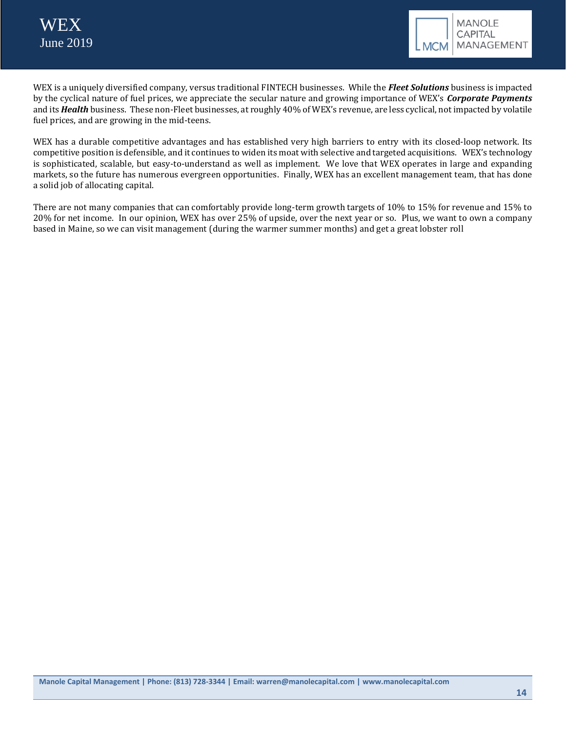WEX is a uniquely diversified company, versus traditional FINTECH businesses. While the ***Fleet Solutions*** business is impacted by the cyclical nature of fuel prices, we appreciate the secular nature and growing importance of WEX's ***Corporate Payments*** and its ***Health*** business. These non-Fleet businesses, at roughly 40% of WEX's revenue, are less cyclical, not impacted by volatile fuel prices, and are growing in the mid-teens.

WEX has a durable competitive advantages and has established very high barriers to entry with its closed-loop network. Its competitive position is defensible, and it continues to widen its moat with selective and targeted acquisitions. WEX's technology is sophisticated, scalable, but easy-to-understand as well as implement. We love that WEX operates in large and expanding markets, so the future has numerous evergreen opportunities. Finally, WEX has an excellent management team, that has done a solid job of allocating capital.

There are not many companies that can comfortably provide long-term growth targets of 10% to 15% for revenue and 15% to 20% for net income. In our opinion, WEX has over 25% of upside, over the next year or so. Plus, we want to own a company based in Maine, so we can visit management (during the warmer summer months) and get a great lobster roll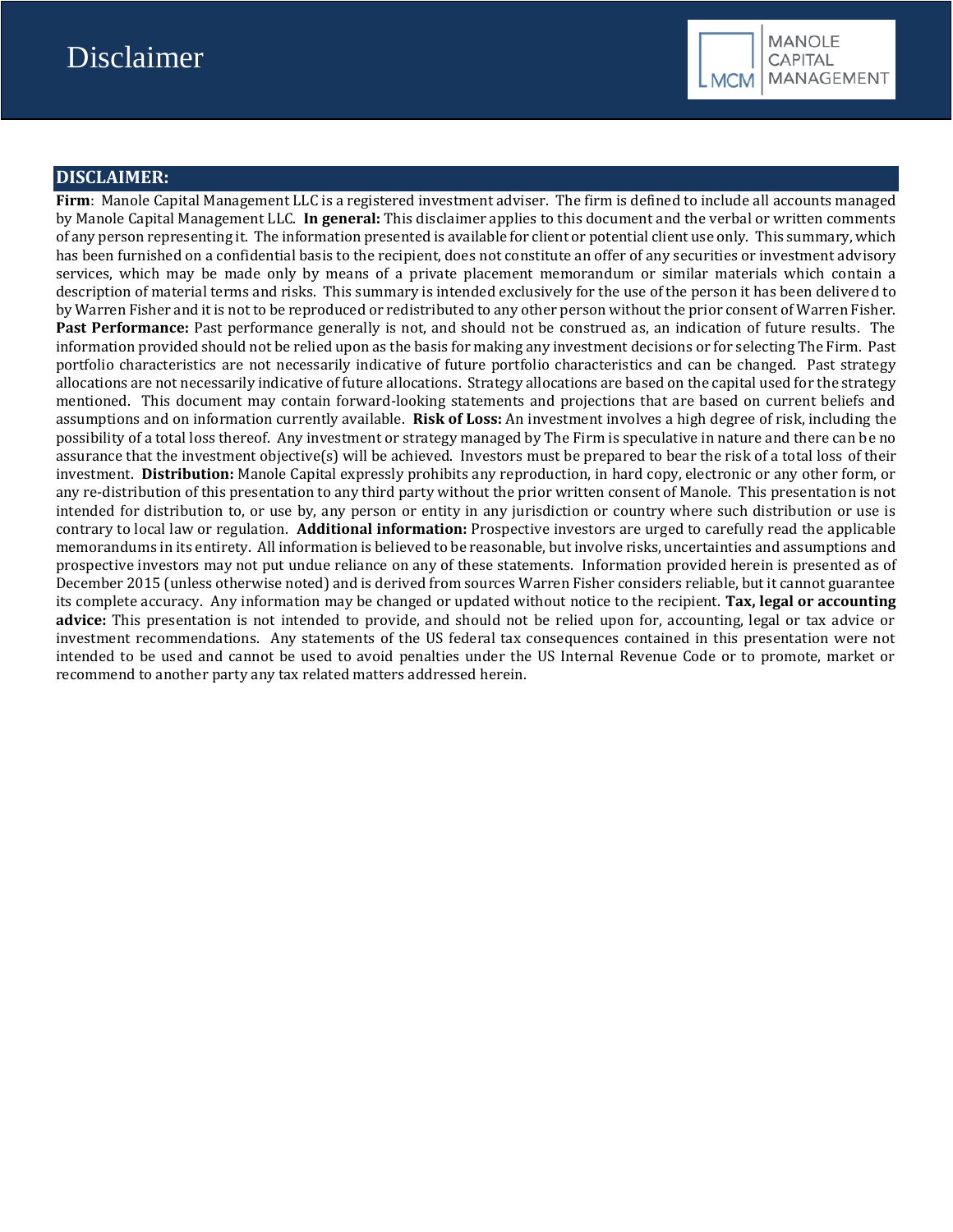# Disclaimer

## DISCLAIMER:

**Firm**: Manole Capital Management LLC is a registered investment adviser. The firm is defined to include all accounts managed by Manole Capital Management LLC. **In general:** This disclaimer applies to this document and the verbal or written comments of any person representing it. The information presented is available for client or potential client use only. This summary, which has been furnished on a confidential basis to the recipient, does not constitute an offer of any securities or investment advisory services, which may be made only by means of a private placement memorandum or similar materials which contain a description of material terms and risks. This summary is intended exclusively for the use of the person it has been delivered to by Warren Fisher and it is not to be reproduced or redistributed to any other person without the prior consent of Warren Fisher. **Past Performance:** Past performance generally is not, and should not be construed as, an indication of future results. The information provided should not be relied upon as the basis for making any investment decisions or for selecting The Firm. Past portfolio characteristics are not necessarily indicative of future portfolio characteristics and can be changed. Past strategy allocations are not necessarily indicative of future allocations. Strategy allocations are based on the capital used for the strategy mentioned. This document may contain forward-looking statements and projections that are based on current beliefs and assumptions and on information currently available. **Risk of Loss:** An investment involves a high degree of risk, including the possibility of a total loss thereof. Any investment or strategy managed by The Firm is speculative in nature and there can be no assurance that the investment objective(s) will be achieved. Investors must be prepared to bear the risk of a total loss of their investment. **Distribution:** Manole Capital expressly prohibits any reproduction, in hard copy, electronic or any other form, or any re-distribution of this presentation to any third party without the prior written consent of Manole. This presentation is not intended for distribution to, or use by, any person or entity in any jurisdiction or country where such distribution or use is contrary to local law or regulation. **Additional information:** Prospective investors are urged to carefully read the applicable memorandums in its entirety. All information is believed to be reasonable, but involve risks, uncertainties and assumptions and prospective investors may not put undue reliance on any of these statements. Information provided herein is presented as of December 2015 (unless otherwise noted) and is derived from sources Warren Fisher considers reliable, but it cannot guarantee its complete accuracy. Any information may be changed or updated without notice to the recipient. **Tax, legal or accounting advice:** This presentation is not intended to provide, and should not be relied upon for, accounting, legal or tax advice or investment recommendations. Any statements of the US federal tax consequences contained in this presentation were not intended to be used and cannot be used to avoid penalties under the US Internal Revenue Code or to promote, market or recommend to another party any tax related matters addressed herein.